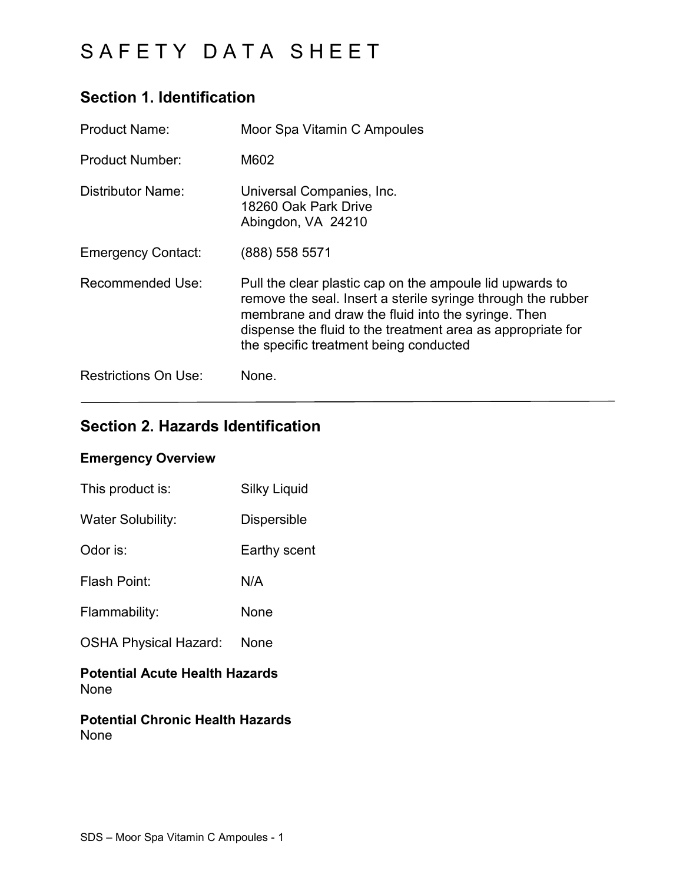# SAFETY DATA SHEET

## Section 1. Identification

| | |
|---|---|
| Product Name: | Moor Spa Vitamin C Ampoules |
| Product Number: | M602 |
| Distributor Name: | Universal Companies, Inc.<br>18260 Oak Park Drive<br>Abingdon, VA 24210 |
| Emergency Contact: | (888) 558 5571 |
| Recommended Use: | Pull the clear plastic cap on the ampoule lid upwards to remove the seal. Insert a sterile syringe through the rubber membrane and draw the fluid into the syringe. Then dispense the fluid to the treatment area as appropriate for the specific treatment being conducted |
| Restrictions On Use: | None. |

---

## Section 2. Hazards Identification

### Emergency Overview

| | |
|---|---|
| This product is: | Silky Liquid |
| Water Solubility: | Dispersible |
| Odor is: | Earthy scent |
| Flash Point: | N/A |
| Flammability: | None |
| OSHA Physical Hazard: | None |

**Potential Acute Health Hazards**
None

**Potential Chronic Health Hazards**
None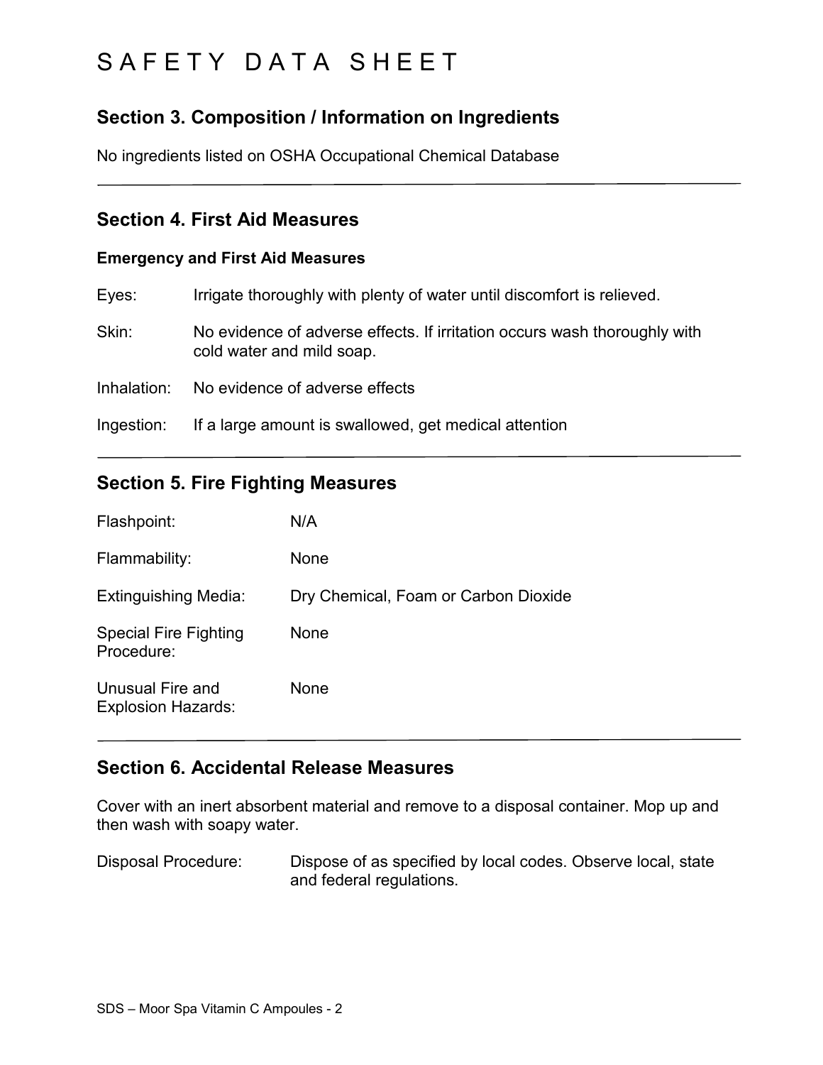# SAFETY DATA SHEET

## Section 3. Composition / Information on Ingredients

No ingredients listed on OSHA Occupational Chemical Database

---

## Section 4. First Aid Measures

### Emergency and First Aid Measures

| | |
|---|---|
| Eyes: | Irrigate thoroughly with plenty of water until discomfort is relieved. |
| Skin: | No evidence of adverse effects. If irritation occurs wash thoroughly with cold water and mild soap. |
| Inhalation: | No evidence of adverse effects |
| Ingestion: | If a large amount is swallowed, get medical attention |

---

## Section 5. Fire Fighting Measures

| | |
|---|---|
| Flashpoint: | N/A |
| Flammability: | None |
| Extinguishing Media: | Dry Chemical, Foam or Carbon Dioxide |
| Special Fire Fighting Procedure: | None |
| Unusual Fire and Explosion Hazards: | None |

---

## Section 6. Accidental Release Measures

Cover with an inert absorbent material and remove to a disposal container. Mop up and then wash with soapy water.

| | |
|---|---|
| Disposal Procedure: | Dispose of as specified by local codes. Observe local, state and federal regulations. |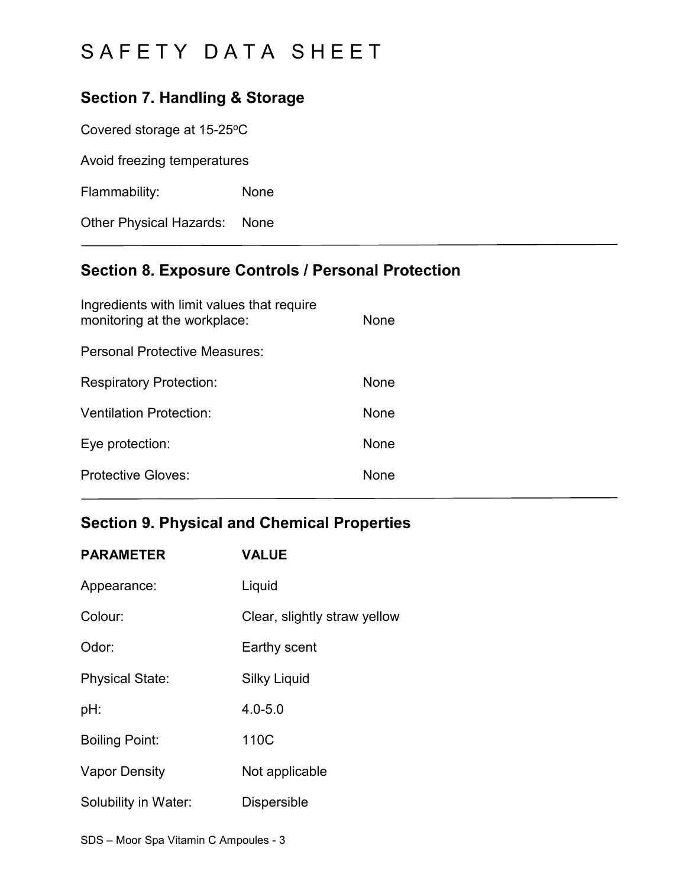# SAFETY DATA SHEET

## Section 7. Handling & Storage

Covered storage at 15-25°C

Avoid freezing temperatures

| | |
|---|---|
| Flammability: | None |
| Other Physical Hazards: | None |

## Section 8. Exposure Controls / Personal Protection

| | |
|---|---|
| Ingredients with limit values that require monitoring at the workplace: | None |
| Personal Protective Measures: | |
| Respiratory Protection: | None |
| Ventilation Protection: | None |
| Eye protection: | None |
| Protective Gloves: | None |

## Section 9. Physical and Chemical Properties

| PARAMETER | VALUE |
|---|---|
| Appearance: | Liquid |
| Colour: | Clear, slightly straw yellow |
| Odor: | Earthy scent |
| Physical State: | Silky Liquid |
| pH: | 4.0-5.0 |
| Boiling Point: | 110C |
| Vapor Density | Not applicable |
| Solubility in Water: | Dispersible |

SDS – Moor Spa Vitamin C Ampoules - 3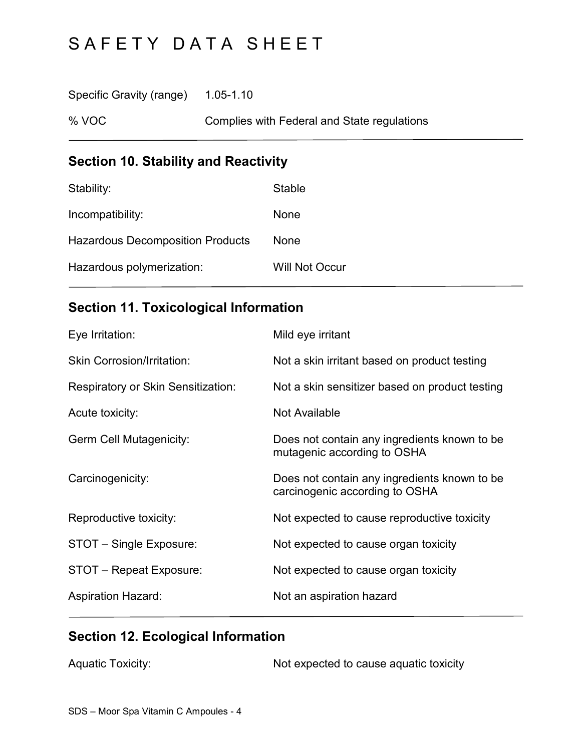# SAFETY DATA SHEET

| | |
|---|---|
| Specific Gravity (range) | 1.05-1.10 |
| % VOC | Complies with Federal and State regulations |

## Section 10. Stability and Reactivity

| | |
|---|---|
| Stability: | Stable |
| Incompatibility: | None |
| Hazardous Decomposition Products | None |
| Hazardous polymerization: | Will Not Occur |

## Section 11. Toxicological Information

| | |
|---|---|
| Eye Irritation: | Mild eye irritant |
| Skin Corrosion/Irritation: | Not a skin irritant based on product testing |
| Respiratory or Skin Sensitization: | Not a skin sensitizer based on product testing |
| Acute toxicity: | Not Available |
| Germ Cell Mutagenicity: | Does not contain any ingredients known to be mutagenic according to OSHA |
| Carcinogenicity: | Does not contain any ingredients known to be carcinogenic according to OSHA |
| Reproductive toxicity: | Not expected to cause reproductive toxicity |
| STOT – Single Exposure: | Not expected to cause organ toxicity |
| STOT – Repeat Exposure: | Not expected to cause organ toxicity |
| Aspiration Hazard: | Not an aspiration hazard |

## Section 12. Ecological Information

| | |
|---|---|
| Aquatic Toxicity: | Not expected to cause aquatic toxicity |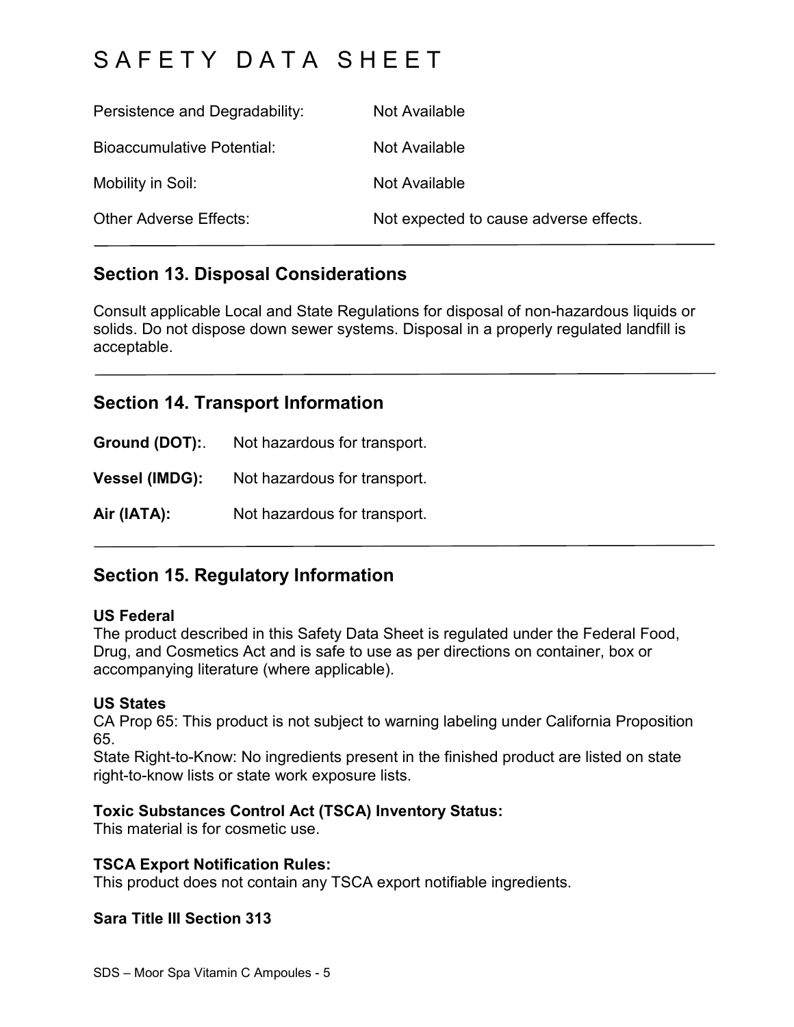Persistence and Degradability: Not Available

Bioaccumulative Potential: Not Available

Mobility in Soil: Not Available

Other Adverse Effects: Not expected to cause adverse effects.

## Section 13. Disposal Considerations

Consult applicable Local and State Regulations for disposal of non-hazardous liquids or solids. Do not dispose down sewer systems. Disposal in a properly regulated landfill is acceptable.

## Section 14. Transport Information

**Ground (DOT):**. Not hazardous for transport.

**Vessel (IMDG):** Not hazardous for transport.

**Air (IATA):** Not hazardous for transport.

## Section 15. Regulatory Information

**US Federal**
The product described in this Safety Data Sheet is regulated under the Federal Food, Drug, and Cosmetics Act and is safe to use as per directions on container, box or accompanying literature (where applicable).

**US States**
CA Prop 65: This product is not subject to warning labeling under California Proposition 65.
State Right-to-Know: No ingredients present in the finished product are listed on state right-to-know lists or state work exposure lists.

**Toxic Substances Control Act (TSCA) Inventory Status:**
This material is for cosmetic use.

**TSCA Export Notification Rules:**
This product does not contain any TSCA export notifiable ingredients.

**Sara Title III Section 313**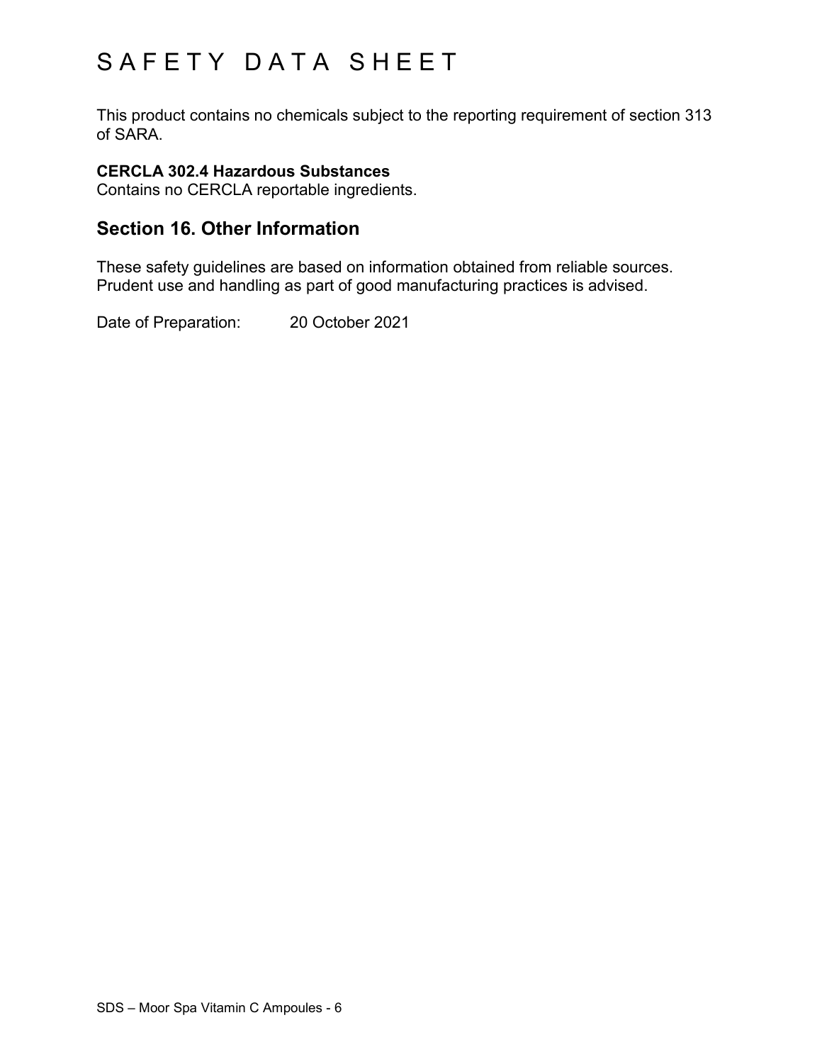This product contains no chemicals subject to the reporting requirement of section 313 of SARA.

**CERCLA 302.4 Hazardous Substances**
Contains no CERCLA reportable ingredients.

## Section 16. Other Information

These safety guidelines are based on information obtained from reliable sources. Prudent use and handling as part of good manufacturing practices is advised.

Date of Preparation: 20 October 2021